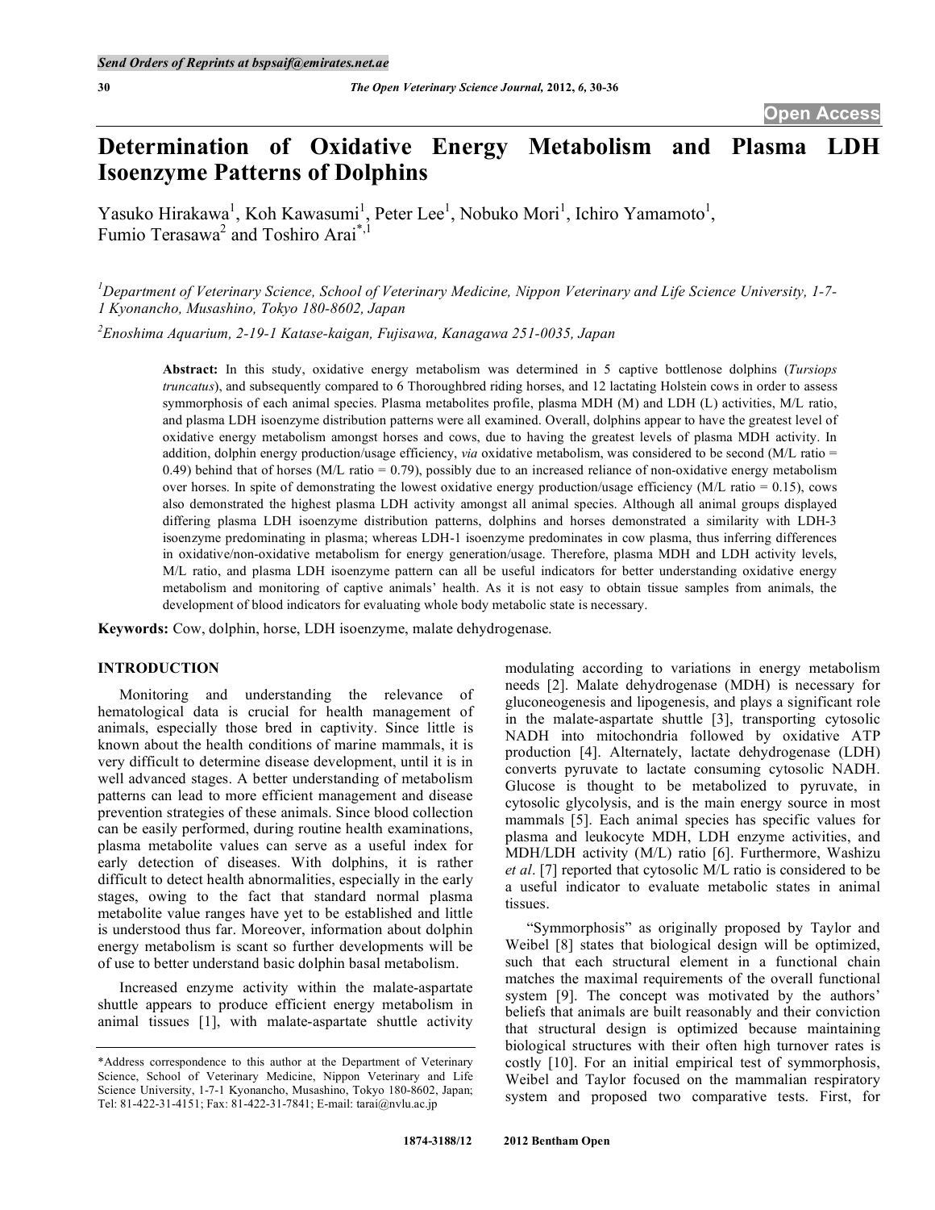# Determination of Oxidative Energy Metabolism and Plasma LDH Isoenzyme Patterns of Dolphins

Yasuko Hirakawa[1], Koh Kawasumi[1], Peter Lee[1], Nobuko Mori[1], Ichiro Yamamoto[1], Fumio Terasawa[2] and Toshiro Arai[*,1]

[1]Department of Veterinary Science, School of Veterinary Medicine, Nippon Veterinary and Life Science University, 1-7-1 Kyonancho, Musashino, Tokyo 180-8602, Japan

[2]Enoshima Aquarium, 2-19-1 Katase-kaigan, Fujisawa, Kanagawa 251-0035, Japan

**Abstract:** In this study, oxidative energy metabolism was determined in 5 captive bottlenose dolphins (*Tursiops truncatus*), and subsequently compared to 6 Thoroughbred riding horses, and 12 lactating Holstein cows in order to assess symmorphosis of each animal species. Plasma metabolites profile, plasma MDH (M) and LDH (L) activities, M/L ratio, and plasma LDH isoenzyme distribution patterns were all examined. Overall, dolphins appear to have the greatest level of oxidative energy metabolism amongst horses and cows, due to having the greatest levels of plasma MDH activity. In addition, dolphin energy production/usage efficiency, *via* oxidative metabolism, was considered to be second (M/L ratio = 0.49) behind that of horses (M/L ratio = 0.79), possibly due to an increased reliance of non-oxidative energy metabolism over horses. In spite of demonstrating the lowest oxidative energy production/usage efficiency (M/L ratio = 0.15), cows also demonstrated the highest plasma LDH activity amongst all animal species. Although all animal groups displayed differing plasma LDH isoenzyme distribution patterns, dolphins and horses demonstrated a similarity with LDH-3 isoenzyme predominating in plasma; whereas LDH-1 isoenzyme predominates in cow plasma, thus inferring differences in oxidative/non-oxidative metabolism for energy generation/usage. Therefore, plasma MDH and LDH activity levels, M/L ratio, and plasma LDH isoenzyme pattern can all be useful indicators for better understanding oxidative energy metabolism and monitoring of captive animals' health. As it is not easy to obtain tissue samples from animals, the development of blood indicators for evaluating whole body metabolic state is necessary.

**Keywords:** Cow, dolphin, horse, LDH isoenzyme, malate dehydrogenase.

## INTRODUCTION

Monitoring and understanding the relevance of hematological data is crucial for health management of animals, especially those bred in captivity. Since little is known about the health conditions of marine mammals, it is very difficult to determine disease development, until it is in well advanced stages. A better understanding of metabolism patterns can lead to more efficient management and disease prevention strategies of these animals. Since blood collection can be easily performed, during routine health examinations, plasma metabolite values can serve as a useful index for early detection of diseases. With dolphins, it is rather difficult to detect health abnormalities, especially in the early stages, owing to the fact that standard normal plasma metabolite value ranges have yet to be established and little is understood thus far. Moreover, information about dolphin energy metabolism is scant so further developments will be of use to better understand basic dolphin basal metabolism.

Increased enzyme activity within the malate-aspartate shuttle appears to produce efficient energy metabolism in animal tissues [1], with malate-aspartate shuttle activity modulating according to variations in energy metabolism needs [2]. Malate dehydrogenase (MDH) is necessary for gluconeogenesis and lipogenesis, and plays a significant role in the malate-aspartate shuttle [3], transporting cytosolic NADH into mitochondria followed by oxidative ATP production [4]. Alternately, lactate dehydrogenase (LDH) converts pyruvate to lactate consuming cytosolic NADH. Glucose is thought to be metabolized to pyruvate, in cytosolic glycolysis, and is the main energy source in most mammals [5]. Each animal species has specific values for plasma and leukocyte MDH, LDH enzyme activities, and MDH/LDH activity (M/L) ratio [6]. Furthermore, Washizu *et al*. [7] reported that cytosolic M/L ratio is considered to be a useful indicator to evaluate metabolic states in animal tissues.

"Symmorphosis" as originally proposed by Taylor and Weibel [8] states that biological design will be optimized, such that each structural element in a functional chain matches the maximal requirements of the overall functional system [9]. The concept was motivated by the authors' beliefs that animals are built reasonably and their conviction that structural design is optimized because maintaining biological structures with their often high turnover rates is costly [10]. For an initial empirical test of symmorphosis, Weibel and Taylor focused on the mammalian respiratory system and proposed two comparative tests. First, for

*Address correspondence to this author at the Department of Veterinary Science, School of Veterinary Medicine, Nippon Veterinary and Life Science University, 1-7-1 Kyonancho, Musashino, Tokyo 180-8602, Japan; Tel: 81-422-31-4151; Fax: 81-422-31-7841; E-mail: tarai@nvlu.ac.jp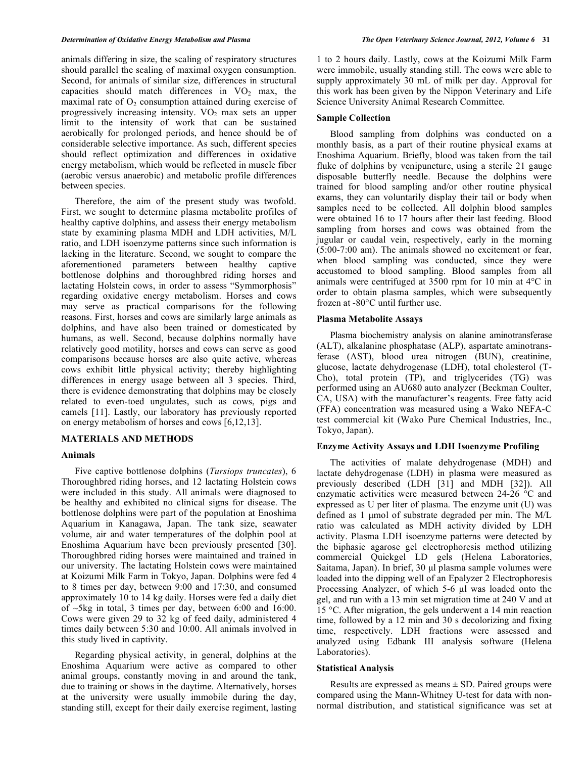animals differing in size, the scaling of respiratory structures should parallel the scaling of maximal oxygen consumption. Second, for animals of similar size, differences in structural capacities should match differences in $VO_2$ max, the maximal rate of $O_2$ consumption attained during exercise of progressively increasing intensity. $VO_2$ max sets an upper limit to the intensity of work that can be sustained aerobically for prolonged periods, and hence should be of considerable selective importance. As such, different species should reflect optimization and differences in oxidative energy metabolism, which would be reflected in muscle fiber (aerobic versus anaerobic) and metabolic profile differences between species.

Therefore, the aim of the present study was twofold. First, we sought to determine plasma metabolite profiles of healthy captive dolphins, and assess their energy metabolism state by examining plasma MDH and LDH activities, M/L ratio, and LDH isoenzyme patterns since such information is lacking in the literature. Second, we sought to compare the aforementioned parameters between healthy captive bottlenose dolphins and thoroughbred riding horses and lactating Holstein cows, in order to assess "Symmorphosis" regarding oxidative energy metabolism. Horses and cows may serve as practical comparisons for the following reasons. First, horses and cows are similarly large animals as dolphins, and have also been trained or domesticated by humans, as well. Second, because dolphins normally have relatively good motility, horses and cows can serve as good comparisons because horses are also quite active, whereas cows exhibit little physical activity; thereby highlighting differences in energy usage between all 3 species. Third, there is evidence demonstrating that dolphins may be closely related to even-toed ungulates, such as cows, pigs and camels [11]. Lastly, our laboratory has previously reported on energy metabolism of horses and cows [6,12,13].

## MATERIALS AND METHODS

### Animals

Five captive bottlenose dolphins (*Tursiops truncates*), 6 Thoroughbred riding horses, and 12 lactating Holstein cows were included in this study. All animals were diagnosed to be healthy and exhibited no clinical signs for disease. The bottlenose dolphins were part of the population at Enoshima Aquarium in Kanagawa, Japan. The tank size, seawater volume, air and water temperatures of the dolphin pool at Enoshima Aquarium have been previously presented [30]. Thoroughbred riding horses were maintained and trained in our university. The lactating Holstein cows were maintained at Koizumi Milk Farm in Tokyo, Japan. Dolphins were fed 4 to 8 times per day, between 9:00 and 17:30, and consumed approximately 10 to 14 kg daily. Horses were fed a daily diet of ~5kg in total, 3 times per day, between 6:00 and 16:00. Cows were given 29 to 32 kg of feed daily, administered 4 times daily between 5:30 and 10:00. All animals involved in this study lived in captivity.

Regarding physical activity, in general, dolphins at the Enoshima Aquarium were active as compared to other animal groups, constantly moving in and around the tank, due to training or shows in the daytime. Alternatively, horses at the university were usually immobile during the day, standing still, except for their daily exercise regiment, lasting 1 to 2 hours daily. Lastly, cows at the Koizumi Milk Farm were immobile, usually standing still. The cows were able to supply approximately 30 mL of milk per day. Approval for this work has been given by the Nippon Veterinary and Life Science University Animal Research Committee.

### Sample Collection

Blood sampling from dolphins was conducted on a monthly basis, as a part of their routine physical exams at Enoshima Aquarium. Briefly, blood was taken from the tail fluke of dolphins by venipuncture, using a sterile 21 gauge disposable butterfly needle. Because the dolphins were trained for blood sampling and/or other routine physical exams, they can voluntarily display their tail or body when samples need to be collected. All dolphin blood samples were obtained 16 to 17 hours after their last feeding. Blood sampling from horses and cows was obtained from the jugular or caudal vein, respectively, early in the morning (5:00-7:00 am). The animals showed no excitement or fear, when blood sampling was conducted, since they were accustomed to blood sampling. Blood samples from all animals were centrifuged at 3500 rpm for 10 min at 4°C in order to obtain plasma samples, which were subsequently frozen at -80°C until further use.

### Plasma Metabolite Assays

Plasma biochemistry analysis on alanine aminotransferase (ALT), alkalanine phosphatase (ALP), aspartate aminotransferase (AST), blood urea nitrogen (BUN), creatinine, glucose, lactate dehydrogenase (LDH), total cholesterol (T-Cho), total protein (TP), and triglycerides (TG) was performed using an AU680 auto analyzer (Beckman Coulter, CA, USA) with the manufacturer's reagents. Free fatty acid (FFA) concentration was measured using a Wako NEFA-C test commercial kit (Wako Pure Chemical Industries, Inc., Tokyo, Japan).

### Enzyme Activity Assays and LDH Isoenzyme Profiling

The activities of malate dehydrogenase (MDH) and lactate dehydrogenase (LDH) in plasma were measured as previously described (LDH [31] and MDH [32]). All enzymatic activities were measured between 24-26 °C and expressed as U per liter of plasma. The enzyme unit (U) was defined as 1 μmol of substrate degraded per min. The M/L ratio was calculated as MDH activity divided by LDH activity. Plasma LDH isoenzyme patterns were detected by the biphasic agarose gel electrophoresis method utilizing commercial Quickgel LD gels (Helena Laboratories, Saitama, Japan). In brief, 30 μl plasma sample volumes were loaded into the dipping well of an Epalyzer 2 Electrophoresis Processing Analyzer, of which 5-6 μl was loaded onto the gel, and run with a 13 min set migration time at 240 V and at 15 °C. After migration, the gels underwent a 14 min reaction time, followed by a 12 min and 30 s decolorizing and fixing time, respectively. LDH fractions were assessed and analyzed using Edbank III analysis software (Helena Laboratories).

### Statistical Analysis

Results are expressed as means ± SD. Paired groups were compared using the Mann-Whitney U-test for data with non-normal distribution, and statistical significance was set at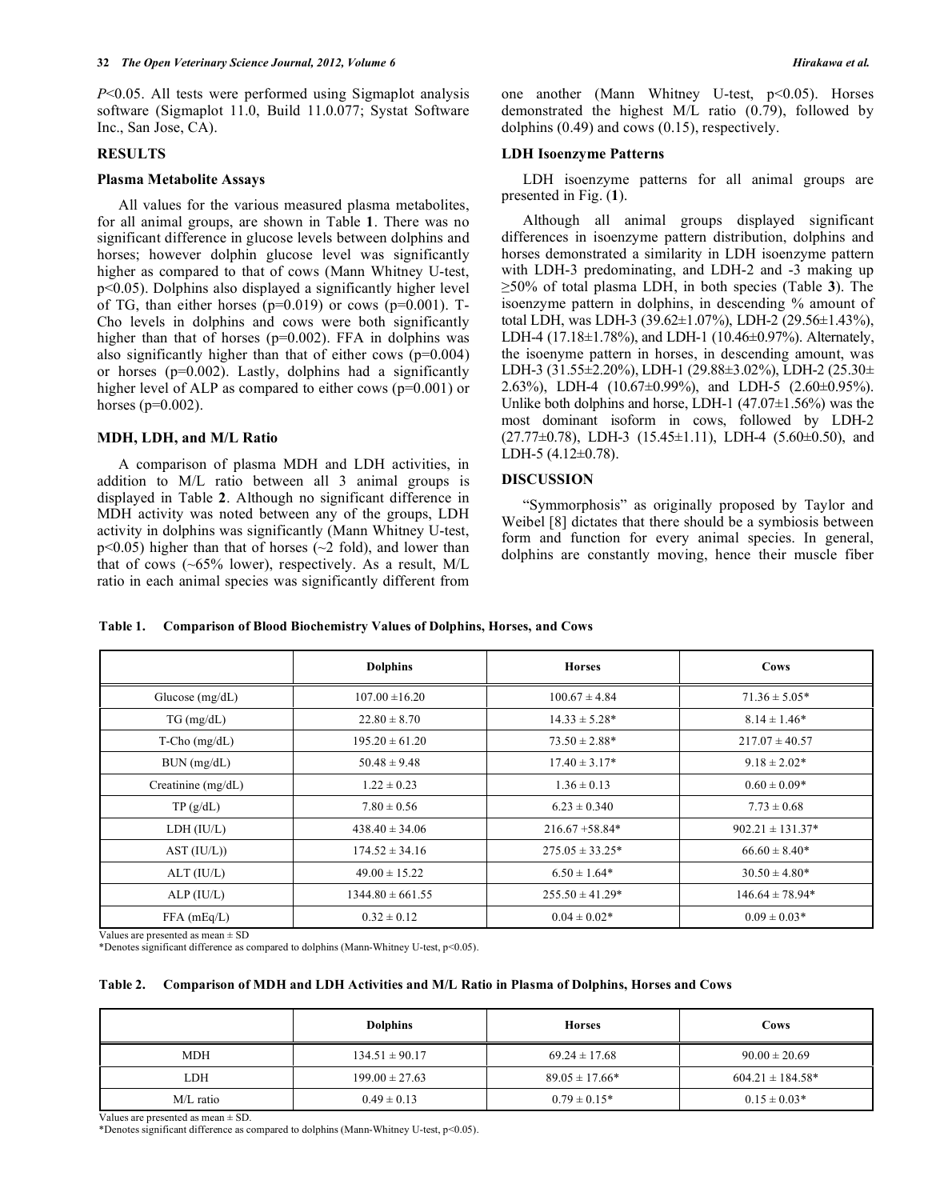$P$<0.05. All tests were performed using Sigmaplot analysis software (Sigmaplot 11.0, Build 11.0.077; Systat Software Inc., San Jose, CA).

## RESULTS

### Plasma Metabolite Assays

All values for the various measured plasma metabolites, for all animal groups, are shown in Table **1**. There was no significant difference in glucose levels between dolphins and horses; however dolphin glucose level was significantly higher as compared to that of cows (Mann Whitney U-test, $p<0.05$). Dolphins also displayed a significantly higher level of TG, than either horses ($p=0.019$) or cows ($p=0.001$). T-Cho levels in dolphins and cows were both significantly higher than that of horses ($p=0.002$). FFA in dolphins was also significantly higher than that of either cows ($p=0.004$) or horses ($p=0.002$). Lastly, dolphins had a significantly higher level of ALP as compared to either cows ($p=0.001$) or horses ($p=0.002$).

### MDH, LDH, and M/L Ratio

A comparison of plasma MDH and LDH activities, in addition to M/L ratio between all 3 animal groups is displayed in Table **2**. Although no significant difference in MDH activity was noted between any of the groups, LDH activity in dolphins was significantly (Mann Whitney U-test, $p<0.05$) higher than that of horses (~2 fold), and lower than that of cows (~65% lower), respectively. As a result, M/L ratio in each animal species was significantly different from one another (Mann Whitney U-test, $p<0.05$). Horses demonstrated the highest M/L ratio (0.79), followed by dolphins (0.49) and cows (0.15), respectively.

### LDH Isoenzyme Patterns

LDH isoenzyme patterns for all animal groups are presented in Fig. (**1**).

Although all animal groups displayed significant differences in isoenzyme pattern distribution, dolphins and horses demonstrated a similarity in LDH isoenzyme pattern with LDH-3 predominating, and LDH-2 and -3 making up ≥50% of total plasma LDH, in both species (Table **3**). The isoenzyme pattern in dolphins, in descending % amount of total LDH, was LDH-3 (39.62±1.07%), LDH-2 (29.56±1.43%), LDH-4 (17.18±1.78%), and LDH-1 (10.46±0.97%). Alternately, the isoenyme pattern in horses, in descending amount, was LDH-3 (31.55±2.20%), LDH-1 (29.88±3.02%), LDH-2 (25.30± 2.63%), LDH-4 (10.67±0.99%), and LDH-5 (2.60±0.95%). Unlike both dolphins and horse, LDH-1 (47.07±1.56%) was the most dominant isoform in cows, followed by LDH-2 (27.77±0.78), LDH-3 (15.45±1.11), LDH-4 (5.60±0.50), and LDH-5 (4.12±0.78).

## DISCUSSION

"Symmorphosis" as originally proposed by Taylor and Weibel [8] dictates that there should be a symbiosis between form and function for every animal species. In general, dolphins are constantly moving, hence their muscle fiber

**Table 1. Comparison of Blood Biochemistry Values of Dolphins, Horses, and Cows**

| | Dolphins | Horses | Cows |
|---|---|---|---|
| Glucose (mg/dL) | 107.00 ±16.20 | 100.67 ± 4.84 | 71.36 ± 5.05* |
| TG (mg/dL) | 22.80 ± 8.70 | 14.33 ± 5.28* | 8.14 ± 1.46* |
| T-Cho (mg/dL) | 195.20 ± 61.20 | 73.50 ± 2.88* | 217.07 ± 40.57 |
| BUN (mg/dL) | 50.48 ± 9.48 | 17.40 ± 3.17* | 9.18 ± 2.02* |
| Creatinine (mg/dL) | 1.22 ± 0.23 | 1.36 ± 0.13 | 0.60 ± 0.09* |
| TP (g/dL) | 7.80 ± 0.56 | 6.23 ± 0.340 | 7.73 ± 0.68 |
| LDH (IU/L) | 438.40 ± 34.06 | 216.67 +58.84* | 902.21 ± 131.37* |
| AST (IU/L)) | 174.52 ± 34.16 | 275.05 ± 33.25* | 66.60 ± 8.40* |
| ALT (IU/L) | 49.00 ± 15.22 | 6.50 ± 1.64* | 30.50 ± 4.80* |
| ALP (IU/L) | 1344.80 ± 661.55 | 255.50 ± 41.29* | 146.64 ± 78.94* |
| FFA (mEq/L) | 0.32 ± 0.12 | 0.04 ± 0.02* | 0.09 ± 0.03* |

Values are presented as mean ± SD
*Denotes significant difference as compared to dolphins (Mann-Whitney U-test, $p<0.05$).

**Table 2. Comparison of MDH and LDH Activities and M/L Ratio in Plasma of Dolphins, Horses and Cows**

| | Dolphins | Horses | Cows |
|---|---|---|---|
| MDH | 134.51 ± 90.17 | 69.24 ± 17.68 | 90.00 ± 20.69 |
| LDH | 199.00 ± 27.63 | 89.05 ± 17.66* | 604.21 ± 184.58* |
| M/L ratio | 0.49 ± 0.13 | 0.79 ± 0.15* | 0.15 ± 0.03* |

Values are presented as mean ± SD.
*Denotes significant difference as compared to dolphins (Mann-Whitney U-test, $p<0.05$).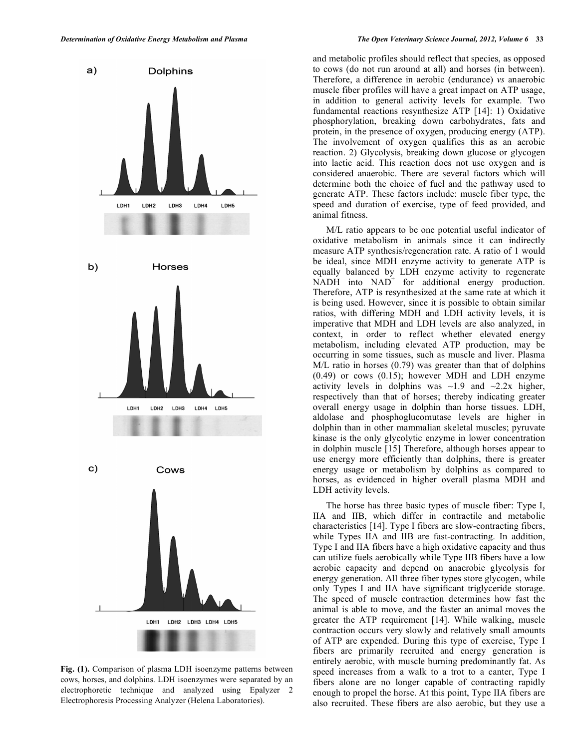a) Dolphins

LDH1 LDH2 LDH3 LDH4 LDH5

b) Horses

LDH1 LDH2 LDH3 LDH4 LDH5

c) Cows

LDH1 LDH2 LDH3 LDH4 LDH5

**Fig. (1).** Comparison of plasma LDH isoenzyme patterns between cows, horses, and dolphins. LDH isoenzymes were separated by an electrophoretic technique and analyzed using Epalyzer 2 Electrophoresis Processing Analyzer (Helena Laboratories).

and metabolic profiles should reflect that species, as opposed to cows (do not run around at all) and horses (in between). Therefore, a difference in aerobic (endurance) *vs* anaerobic muscle fiber profiles will have a great impact on ATP usage, in addition to general activity levels for example. Two fundamental reactions resynthesize ATP [14]: 1) Oxidative phosphorylation, breaking down carbohydrates, fats and protein, in the presence of oxygen, producing energy (ATP). The involvement of oxygen qualifies this as an aerobic reaction. 2) Glycolysis, breaking down glucose or glycogen into lactic acid. This reaction does not use oxygen and is considered anaerobic. There are several factors which will determine both the choice of fuel and the pathway used to generate ATP. These factors include: muscle fiber type, the speed and duration of exercise, type of feed provided, and animal fitness.

M/L ratio appears to be one potential useful indicator of oxidative metabolism in animals since it can indirectly measure ATP synthesis/regeneration rate. A ratio of 1 would be ideal, since MDH enzyme activity to generate ATP is equally balanced by LDH enzyme activity to regenerate NADH into $NAD^+$ for additional energy production. Therefore, ATP is resynthesized at the same rate at which it is being used. However, since it is possible to obtain similar ratios, with differing MDH and LDH activity levels, it is imperative that MDH and LDH levels are also analyzed, in context, in order to reflect whether elevated energy metabolism, including elevated ATP production, may be occurring in some tissues, such as muscle and liver. Plasma M/L ratio in horses (0.79) was greater than that of dolphins (0.49) or cows (0.15); however MDH and LDH enzyme activity levels in dolphins was ~1.9 and ~2.2x higher, respectively than that of horses; thereby indicating greater overall energy usage in dolphin than horse tissues. LDH, aldolase and phosphoglucomutase levels are higher in dolphin than in other mammalian skeletal muscles; pyruvate kinase is the only glycolytic enzyme in lower concentration in dolphin muscle [15] Therefore, although horses appear to use energy more efficiently than dolphins, there is greater energy usage or metabolism by dolphins as compared to horses, as evidenced in higher overall plasma MDH and LDH activity levels.

The horse has three basic types of muscle fiber: Type I, IIA and IIB, which differ in contractile and metabolic characteristics [14]. Type I fibers are slow-contracting fibers, while Types IIA and IIB are fast-contracting. In addition, Type I and IIA fibers have a high oxidative capacity and thus can utilize fuels aerobically while Type IIB fibers have a low aerobic capacity and depend on anaerobic glycolysis for energy generation. All three fiber types store glycogen, while only Types I and IIA have significant triglyceride storage. The speed of muscle contraction determines how fast the animal is able to move, and the faster an animal moves the greater the ATP requirement [14]. While walking, muscle contraction occurs very slowly and relatively small amounts of ATP are expended. During this type of exercise, Type I fibers are primarily recruited and energy generation is entirely aerobic, with muscle burning predominantly fat. As speed increases from a walk to a trot to a canter, Type I fibers alone are no longer capable of contracting rapidly enough to propel the horse. At this point, Type IIA fibers are also recruited. These fibers are also aerobic, but they use a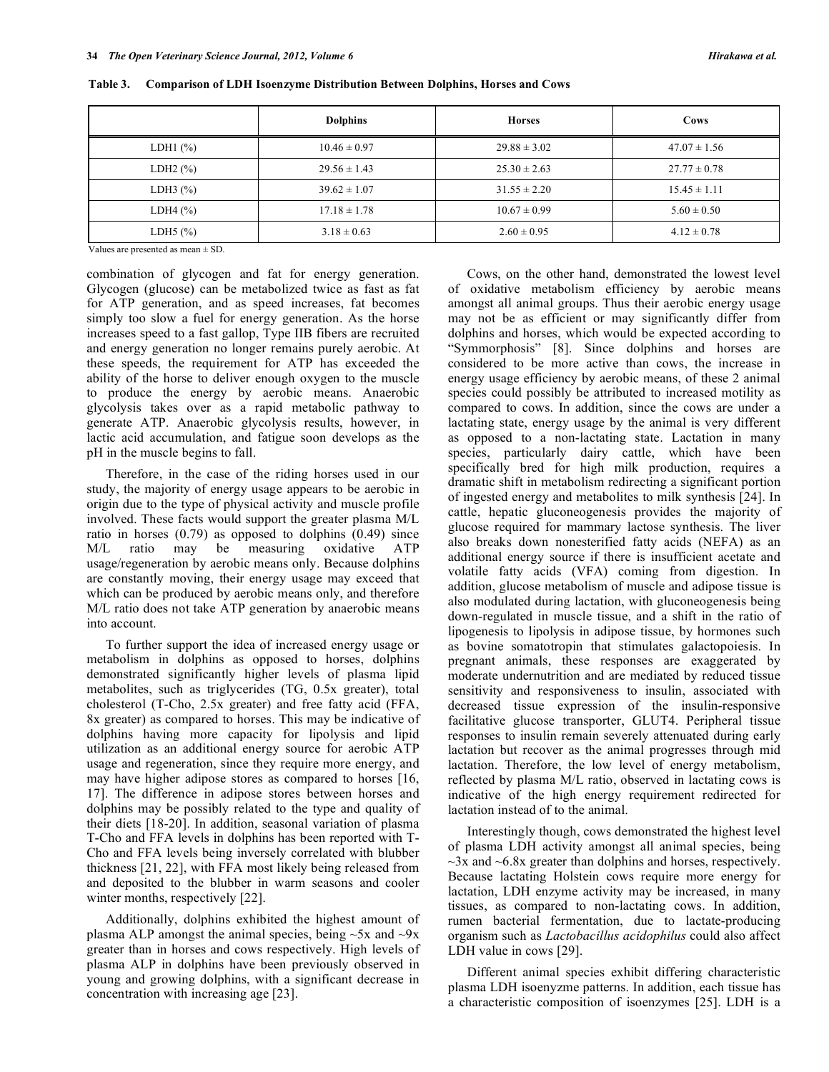**Table 3. Comparison of LDH Isoenzyme Distribution Between Dolphins, Horses and Cows**

| | Dolphins | Horses | Cows |
|---|---|---|---|
| LDH1 (%) | 10.46 ± 0.97 | 29.88 ± 3.02 | 47.07 ± 1.56 |
| LDH2 (%) | 29.56 ± 1.43 | 25.30 ± 2.63 | 27.77 ± 0.78 |
| LDH3 (%) | 39.62 ± 1.07 | 31.55 ± 2.20 | 15.45 ± 1.11 |
| LDH4 (%) | 17.18 ± 1.78 | 10.67 ± 0.99 | 5.60 ± 0.50 |
| LDH5 (%) | 3.18 ± 0.63 | 2.60 ± 0.95 | 4.12 ± 0.78 |

Values are presented as mean ± SD.

combination of glycogen and fat for energy generation. Glycogen (glucose) can be metabolized twice as fast as fat for ATP generation, and as speed increases, fat becomes simply too slow a fuel for energy generation. As the horse increases speed to a fast gallop, Type IIB fibers are recruited and energy generation no longer remains purely aerobic. At these speeds, the requirement for ATP has exceeded the ability of the horse to deliver enough oxygen to the muscle to produce the energy by aerobic means. Anaerobic glycolysis takes over as a rapid metabolic pathway to generate ATP. Anaerobic glycolysis results, however, in lactic acid accumulation, and fatigue soon develops as the pH in the muscle begins to fall.

Therefore, in the case of the riding horses used in our study, the majority of energy usage appears to be aerobic in origin due to the type of physical activity and muscle profile involved. These facts would support the greater plasma M/L ratio in horses (0.79) as opposed to dolphins (0.49) since M/L ratio may be measuring oxidative ATP usage/regeneration by aerobic means only. Because dolphins are constantly moving, their energy usage may exceed that which can be produced by aerobic means only, and therefore M/L ratio does not take ATP generation by anaerobic means into account.

To further support the idea of increased energy usage or metabolism in dolphins as opposed to horses, dolphins demonstrated significantly higher levels of plasma lipid metabolites, such as triglycerides (TG, 0.5x greater), total cholesterol (T-Cho, 2.5x greater) and free fatty acid (FFA, 8x greater) as compared to horses. This may be indicative of dolphins having more capacity for lipolysis and lipid utilization as an additional energy source for aerobic ATP usage and regeneration, since they require more energy, and may have higher adipose stores as compared to horses [16, 17]. The difference in adipose stores between horses and dolphins may be possibly related to the type and quality of their diets [18-20]. In addition, seasonal variation of plasma T-Cho and FFA levels in dolphins has been reported with T-Cho and FFA levels being inversely correlated with blubber thickness [21, 22], with FFA most likely being released from and deposited to the blubber in warm seasons and cooler winter months, respectively [22].

Additionally, dolphins exhibited the highest amount of plasma ALP amongst the animal species, being ~5x and ~9x greater than in horses and cows respectively. High levels of plasma ALP in dolphins have been previously observed in young and growing dolphins, with a significant decrease in concentration with increasing age [23].

Cows, on the other hand, demonstrated the lowest level of oxidative metabolism efficiency by aerobic means amongst all animal groups. Thus their aerobic energy usage may not be as efficient or may significantly differ from dolphins and horses, which would be expected according to "Symmorphosis" [8]. Since dolphins and horses are considered to be more active than cows, the increase in energy usage efficiency by aerobic means, of these 2 animal species could possibly be attributed to increased motility as compared to cows. In addition, since the cows are under a lactating state, energy usage by the animal is very different as opposed to a non-lactating state. Lactation in many species, particularly dairy cattle, which have been specifically bred for high milk production, requires a dramatic shift in metabolism redirecting a significant portion of ingested energy and metabolites to milk synthesis [24]. In cattle, hepatic gluconeogenesis provides the majority of glucose required for mammary lactose synthesis. The liver also breaks down nonesterified fatty acids (NEFA) as an additional energy source if there is insufficient acetate and volatile fatty acids (VFA) coming from digestion. In addition, glucose metabolism of muscle and adipose tissue is also modulated during lactation, with gluconeogenesis being down-regulated in muscle tissue, and a shift in the ratio of lipogenesis to lipolysis in adipose tissue, by hormones such as bovine somatotropin that stimulates galactopoiesis. In pregnant animals, these responses are exaggerated by moderate undernutrition and are mediated by reduced tissue sensitivity and responsiveness to insulin, associated with decreased tissue expression of the insulin-responsive facilitative glucose transporter, GLUT4. Peripheral tissue responses to insulin remain severely attenuated during early lactation but recover as the animal progresses through mid lactation. Therefore, the low level of energy metabolism, reflected by plasma M/L ratio, observed in lactating cows is indicative of the high energy requirement redirected for lactation instead of to the animal.

Interestingly though, cows demonstrated the highest level of plasma LDH activity amongst all animal species, being ~3x and ~6.8x greater than dolphins and horses, respectively. Because lactating Holstein cows require more energy for lactation, LDH enzyme activity may be increased, in many tissues, as compared to non-lactating cows. In addition, rumen bacterial fermentation, due to lactate-producing organism such as *Lactobacillus acidophilus* could also affect LDH value in cows [29].

Different animal species exhibit differing characteristic plasma LDH isoenyzme patterns. In addition, each tissue has a characteristic composition of isoenzymes [25]. LDH is a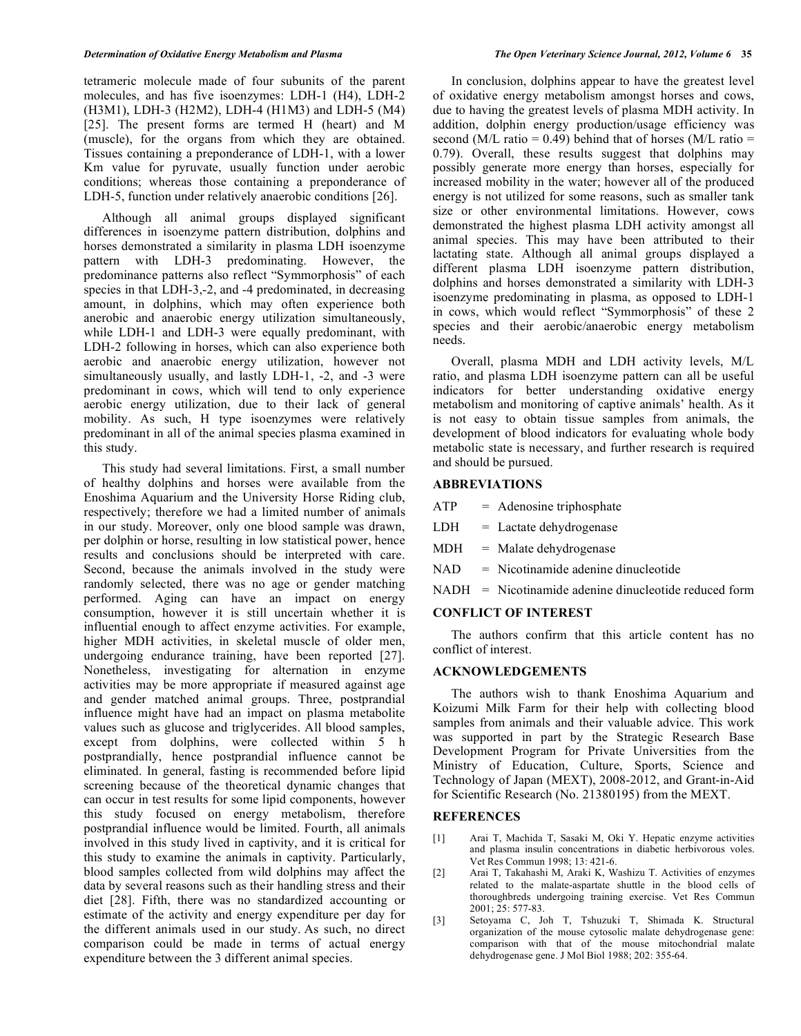tetrameric molecule made of four subunits of the parent molecules, and has five isoenzymes: LDH-1 (H4), LDH-2 (H3M1), LDH-3 (H2M2), LDH-4 (H1M3) and LDH-5 (M4) [25]. The present forms are termed H (heart) and M (muscle), for the organs from which they are obtained. Tissues containing a preponderance of LDH-1, with a lower Km value for pyruvate, usually function under aerobic conditions; whereas those containing a preponderance of LDH-5, function under relatively anaerobic conditions [26].

Although all animal groups displayed significant differences in isoenzyme pattern distribution, dolphins and horses demonstrated a similarity in plasma LDH isoenzyme pattern with LDH-3 predominating. However, the predominance patterns also reflect "Symmorphosis" of each species in that LDH-3,-2, and -4 predominated, in decreasing amount, in dolphins, which may often experience both anerobic and anaerobic energy utilization simultaneously, while LDH-1 and LDH-3 were equally predominant, with LDH-2 following in horses, which can also experience both aerobic and anaerobic energy utilization, however not simultaneously usually, and lastly LDH-1, -2, and -3 were predominant in cows, which will tend to only experience aerobic energy utilization, due to their lack of general mobility. As such, H type isoenzymes were relatively predominant in all of the animal species plasma examined in this study.

This study had several limitations. First, a small number of healthy dolphins and horses were available from the Enoshima Aquarium and the University Horse Riding club, respectively; therefore we had a limited number of animals in our study. Moreover, only one blood sample was drawn, per dolphin or horse, resulting in low statistical power, hence results and conclusions should be interpreted with care. Second, because the animals involved in the study were randomly selected, there was no age or gender matching performed. Aging can have an impact on energy consumption, however it is still uncertain whether it is influential enough to affect enzyme activities. For example, higher MDH activities, in skeletal muscle of older men, undergoing endurance training, have been reported [27]. Nonetheless, investigating for alternation in enzyme activities may be more appropriate if measured against age and gender matched animal groups. Three, postprandial influence might have had an impact on plasma metabolite values such as glucose and triglycerides. All blood samples, except from dolphins, were collected within 5 h postprandially, hence postprandial influence cannot be eliminated. In general, fasting is recommended before lipid screening because of the theoretical dynamic changes that can occur in test results for some lipid components, however this study focused on energy metabolism, therefore postprandial influence would be limited. Fourth, all animals involved in this study lived in captivity, and it is critical for this study to examine the animals in captivity. Particularly, blood samples collected from wild dolphins may affect the data by several reasons such as their handling stress and their diet [28]. Fifth, there was no standardized accounting or estimate of the activity and energy expenditure per day for the different animals used in our study. As such, no direct comparison could be made in terms of actual energy expenditure between the 3 different animal species.

In conclusion, dolphins appear to have the greatest level of oxidative energy metabolism amongst horses and cows, due to having the greatest levels of plasma MDH activity. In addition, dolphin energy production/usage efficiency was second (M/L ratio = 0.49) behind that of horses (M/L ratio = 0.79). Overall, these results suggest that dolphins may possibly generate more energy than horses, especially for increased mobility in the water; however all of the produced energy is not utilized for some reasons, such as smaller tank size or other environmental limitations. However, cows demonstrated the highest plasma LDH activity amongst all animal species. This may have been attributed to their lactating state. Although all animal groups displayed a different plasma LDH isoenzyme pattern distribution, dolphins and horses demonstrated a similarity with LDH-3 isoenzyme predominating in plasma, as opposed to LDH-1 in cows, which would reflect "Symmorphosis" of these 2 species and their aerobic/anaerobic energy metabolism needs.

Overall, plasma MDH and LDH activity levels, M/L ratio, and plasma LDH isoenzyme pattern can all be useful indicators for better understanding oxidative energy metabolism and monitoring of captive animals' health. As it is not easy to obtain tissue samples from animals, the development of blood indicators for evaluating whole body metabolic state is necessary, and further research is required and should be pursued.

## ABBREVIATIONS

ATP = Adenosine triphosphate

LDH = Lactate dehydrogenase

MDH = Malate dehydrogenase

NAD = Nicotinamide adenine dinucleotide

NADH = Nicotinamide adenine dinucleotide reduced form

## CONFLICT OF INTEREST

The authors confirm that this article content has no conflict of interest.

## ACKNOWLEDGEMENTS

The authors wish to thank Enoshima Aquarium and Koizumi Milk Farm for their help with collecting blood samples from animals and their valuable advice. This work was supported in part by the Strategic Research Base Development Program for Private Universities from the Ministry of Education, Culture, Sports, Science and Technology of Japan (MEXT), 2008-2012, and Grant-in-Aid for Scientific Research (No. 21380195) from the MEXT.

## REFERENCES

[1] Arai T, Machida T, Sasaki M, Oki Y. Hepatic enzyme activities and plasma insulin concentrations in diabetic herbivorous voles. Vet Res Commun 1998; 13: 421-6.

[2] Arai T, Takahashi M, Araki K, Washizu T. Activities of enzymes related to the malate-aspartate shuttle in the blood cells of thoroughbreds undergoing training exercise. Vet Res Commun 2001; 25: 577-83.

[3] Setoyama C, Joh T, Tshuzuki T, Shimada K. Structural organization of the mouse cytosolic malate dehydrogenase gene: comparison with that of the mouse mitochondrial malate dehydrogenase gene. J Mol Biol 1988; 202: 355-64.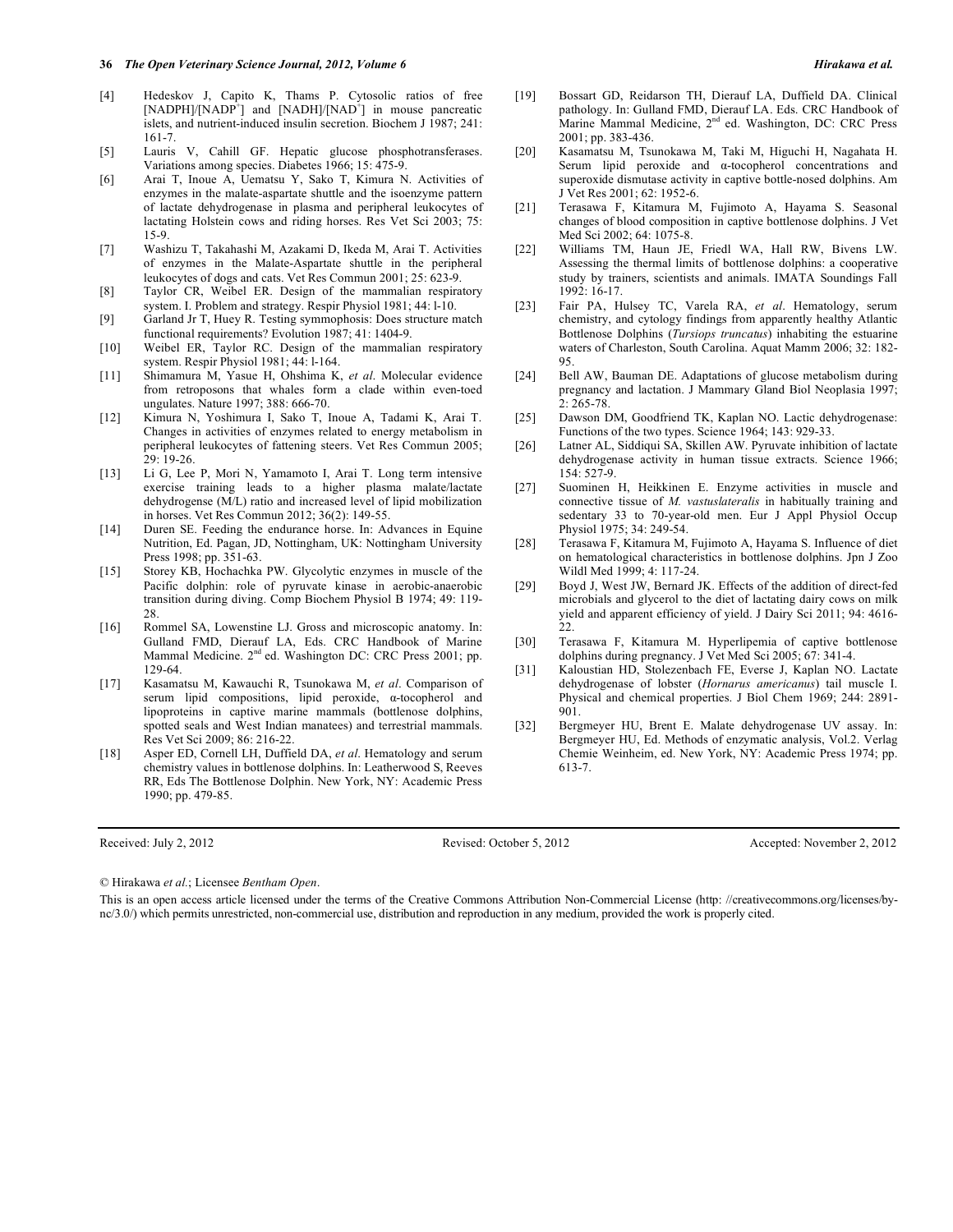[4] Hedeskov J, Capito K, Thams P. Cytosolic ratios of free [NADPH]/[NADP$^+$] and [NADH]/[NAD$^+$] in mouse pancreatic islets, and nutrient-induced insulin secretion. Biochem J 1987; 241: 161-7.

[5] Lauris V, Cahill GF. Hepatic glucose phosphotransferases. Variations among species. Diabetes 1966; 15: 475-9.

[6] Arai T, Inoue A, Uematsu Y, Sako T, Kimura N. Activities of enzymes in the malate-aspartate shuttle and the isoenzyme pattern of lactate dehydrogenase in plasma and peripheral leukocytes of lactating Holstein cows and riding horses. Res Vet Sci 2003; 75: 15-9.

[7] Washizu T, Takahashi M, Azakami D, Ikeda M, Arai T. Activities of enzymes in the Malate-Aspartate shuttle in the peripheral leukocytes of dogs and cats. Vet Res Commun 2001; 25: 623-9.

[8] Taylor CR, Weibel ER. Design of the mammalian respiratory system. I. Problem and strategy. Respir Physiol 1981; 44: l-10.

[9] Garland Jr T, Huey R. Testing symmophosis: Does structure match functional requirements? Evolution 1987; 41: 1404-9.

[10] Weibel ER, Taylor RC. Design of the mammalian respiratory system. Respir Physiol 1981; 44: l-164.

[11] Shimamura M, Yasue H, Ohshima K, *et al*. Molecular evidence from retroposons that whales form a clade within even-toed ungulates. Nature 1997; 388: 666-70.

[12] Kimura N, Yoshimura I, Sako T, Inoue A, Tadami K, Arai T. Changes in activities of enzymes related to energy metabolism in peripheral leukocytes of fattening steers. Vet Res Commun 2005; 29: 19-26.

[13] Li G, Lee P, Mori N, Yamamoto I, Arai T. Long term intensive exercise training leads to a higher plasma malate/lactate dehydrogense (M/L) ratio and increased level of lipid mobilization in horses. Vet Res Commun 2012; 36(2): 149-55.

[14] Duren SE. Feeding the endurance horse. In: Advances in Equine Nutrition, Ed. Pagan, JD, Nottingham, UK: Nottingham University Press 1998; pp. 351-63.

[15] Storey KB, Hochachka PW. Glycolytic enzymes in muscle of the Pacific dolphin: role of pyruvate kinase in aerobic-anaerobic transition during diving. Comp Biochem Physiol B 1974; 49: 119-28.

[16] Rommel SA, Lowenstine LJ. Gross and microscopic anatomy. In: Gulland FMD, Dierauf LA, Eds. CRC Handbook of Marine Mammal Medicine. 2$^{nd}$ ed. Washington DC: CRC Press 2001; pp. 129-64.

[17] Kasamatsu M, Kawauchi R, Tsunokawa M, *et al*. Comparison of serum lipid compositions, lipid peroxide, α-tocopherol and lipoproteins in captive marine mammals (bottlenose dolphins, spotted seals and West Indian manatees) and terrestrial mammals. Res Vet Sci 2009; 86: 216-22.

[18] Asper ED, Cornell LH, Duffield DA, *et al*. Hematology and serum chemistry values in bottlenose dolphins. In: Leatherwood S, Reeves RR, Eds The Bottlenose Dolphin. New York, NY: Academic Press 1990; pp. 479-85.

[19] Bossart GD, Reidarson TH, Dierauf LA, Duffield DA. Clinical pathology. In: Gulland FMD, Dierauf LA. Eds. CRC Handbook of Marine Mammal Medicine, 2$^{nd}$ ed. Washington, DC: CRC Press 2001; pp. 383-436.

[20] Kasamatsu M, Tsunokawa M, Taki M, Higuchi H, Nagahata H. Serum lipid peroxide and α-tocopherol concentrations and superoxide dismutase activity in captive bottle-nosed dolphins. Am J Vet Res 2001; 62: 1952-6.

[21] Terasawa F, Kitamura M, Fujimoto A, Hayama S. Seasonal changes of blood composition in captive bottlenose dolphins. J Vet Med Sci 2002; 64: 1075-8.

[22] Williams TM, Haun JE, Friedl WA, Hall RW, Bivens LW. Assessing the thermal limits of bottlenose dolphins: a cooperative study by trainers, scientists and animals. IMATA Soundings Fall 1992: 16-17.

[23] Fair PA, Hulsey TC, Varela RA, *et al*. Hematology, serum chemistry, and cytology findings from apparently healthy Atlantic Bottlenose Dolphins (*Tursiops truncatus*) inhabiting the estuarine waters of Charleston, South Carolina. Aquat Mamm 2006; 32: 182-95.

[24] Bell AW, Bauman DE. Adaptations of glucose metabolism during pregnancy and lactation. J Mammary Gland Biol Neoplasia 1997; 2: 265-78.

[25] Dawson DM, Goodfriend TK, Kaplan NO. Lactic dehydrogenase: Functions of the two types. Science 1964; 143: 929-33.

[26] Latner AL, Siddiqui SA, Skillen AW. Pyruvate inhibition of lactate dehydrogenase activity in human tissue extracts. Science 1966; 154: 527-9.

[27] Suominen H, Heikkinen E. Enzyme activities in muscle and connective tissue of *M. vastuslateralis* in habitually training and sedentary 33 to 70-year-old men. Eur J Appl Physiol Occup Physiol 1975; 34: 249-54.

[28] Terasawa F, Kitamura M, Fujimoto A, Hayama S. Influence of diet on hematological characteristics in bottlenose dolphins. Jpn J Zoo Wildl Med 1999; 4: 117-24.

[29] Boyd J, West JW, Bernard JK. Effects of the addition of direct-fed microbials and glycerol to the diet of lactating dairy cows on milk yield and apparent efficiency of yield. J Dairy Sci 2011; 94: 4616-22.

[30] Terasawa F, Kitamura M. Hyperlipemia of captive bottlenose dolphins during pregnancy. J Vet Med Sci 2005; 67: 341-4.

[31] Kaloustian HD, Stolezenbach FE, Everse J, Kaplan NO. Lactate dehydrogenase of lobster (*Hornarus americanus*) tail muscle I. Physical and chemical properties. J Biol Chem 1969; 244: 2891-901.

[32] Bergmeyer HU, Brent E. Malate dehydrogenase UV assay. In: Bergmeyer HU, Ed. Methods of enzymatic analysis, Vol.2. Verlag Chemie Weinheim, ed. New York, NY: Academic Press 1974; pp. 613-7.

Received: July 2, 2012 Revised: October 5, 2012 Accepted: November 2, 2012

© Hirakawa *et al*.; Licensee *Bentham Open*.

This is an open access article licensed under the terms of the Creative Commons Attribution Non-Commercial License (http: //creativecommons.org/licenses/by-nc/3.0/) which permits unrestricted, non-commercial use, distribution and reproduction in any medium, provided the work is properly cited.